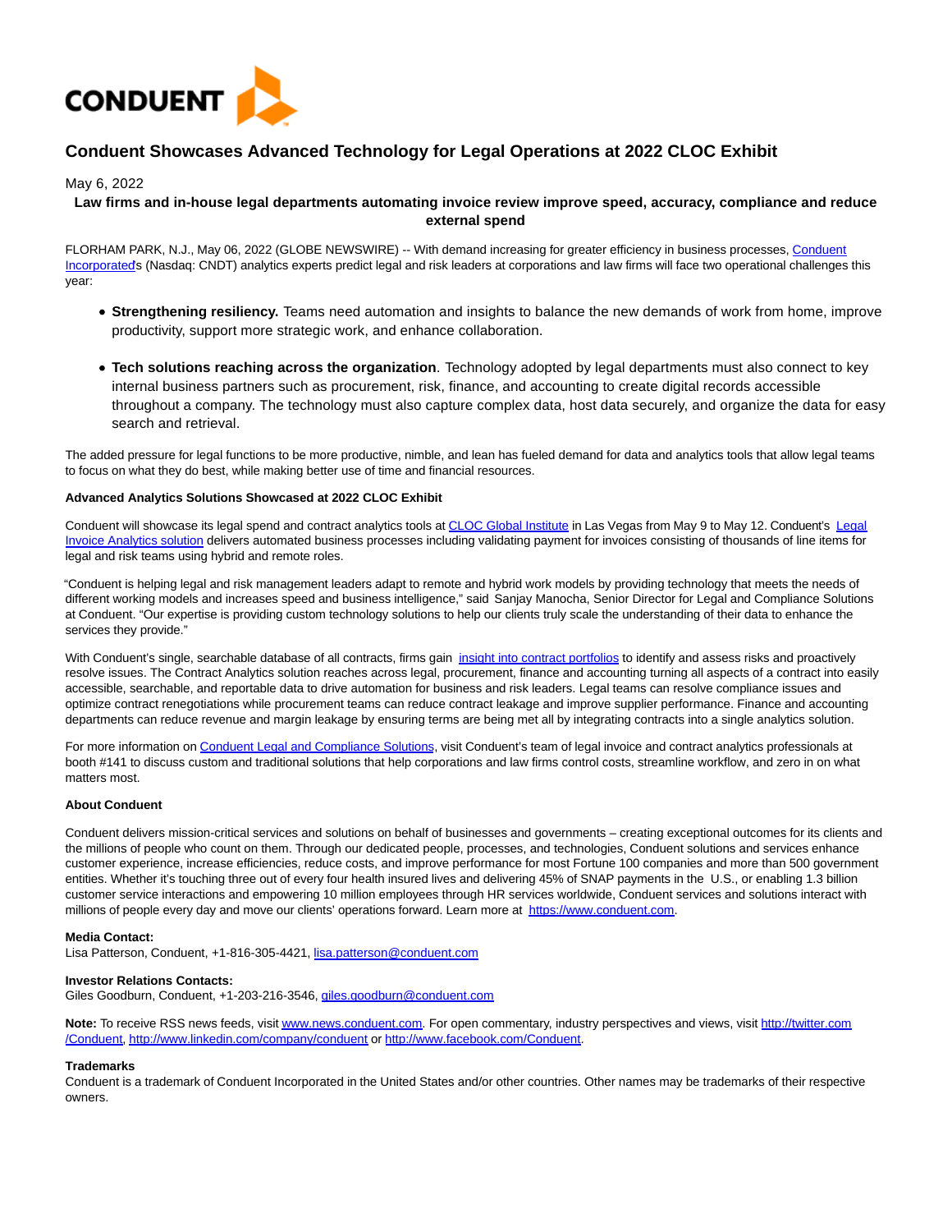# Conduent Showcases Advanced Technology for Legal Operations at 2022 CLOC Exhibit

May 6, 2022

**Law firms and in-house legal departments automating invoice review improve speed, accuracy, compliance and reduce external spend**

FLORHAM PARK, N.J., May 06, 2022 (GLOBE NEWSWIRE) -- With demand increasing for greater efficiency in business processes, Conduent Incorporated's (Nasdaq: CNDT) analytics experts predict legal and risk leaders at corporations and law firms will face two operational challenges this year:

- **Strengthening resiliency.** Teams need automation and insights to balance the new demands of work from home, improve productivity, support more strategic work, and enhance collaboration.
- **Tech solutions reaching across the organization**. Technology adopted by legal departments must also connect to key internal business partners such as procurement, risk, finance, and accounting to create digital records accessible throughout a company. The technology must also capture complex data, host data securely, and organize the data for easy search and retrieval.

The added pressure for legal functions to be more productive, nimble, and lean has fueled demand for data and analytics tools that allow legal teams to focus on what they do best, while making better use of time and financial resources.

**Advanced Analytics Solutions Showcased at 2022 CLOC Exhibit**

Conduent will showcase its legal spend and contract analytics tools at CLOC Global Institute in Las Vegas from May 9 to May 12. Conduent's Legal Invoice Analytics solution delivers automated business processes including validating payment for invoices consisting of thousands of line items for legal and risk teams using hybrid and remote roles.

"Conduent is helping legal and risk management leaders adapt to remote and hybrid work models by providing technology that meets the needs of different working models and increases speed and business intelligence," said Sanjay Manocha, Senior Director for Legal and Compliance Solutions at Conduent. "Our expertise is providing custom technology solutions to help our clients truly scale the understanding of their data to enhance the services they provide."

With Conduent's single, searchable database of all contracts, firms gain insight into contract portfolios to identify and assess risks and proactively resolve issues. The Contract Analytics solution reaches across legal, procurement, finance and accounting turning all aspects of a contract into easily accessible, searchable, and reportable data to drive automation for business and risk leaders. Legal teams can resolve compliance issues and optimize contract renegotiations while procurement teams can reduce contract leakage and improve supplier performance. Finance and accounting departments can reduce revenue and margin leakage by ensuring terms are being met all by integrating contracts into a single analytics solution.

For more information on Conduent Legal and Compliance Solutions, visit Conduent's team of legal invoice and contract analytics professionals at booth #141 to discuss custom and traditional solutions that help corporations and law firms control costs, streamline workflow, and zero in on what matters most.

**About Conduent**

Conduent delivers mission-critical services and solutions on behalf of businesses and governments – creating exceptional outcomes for its clients and the millions of people who count on them. Through our dedicated people, processes, and technologies, Conduent solutions and services enhance customer experience, increase efficiencies, reduce costs, and improve performance for most Fortune 100 companies and more than 500 government entities. Whether it's touching three out of every four health insured lives and delivering 45% of SNAP payments in the U.S., or enabling 1.3 billion customer service interactions and empowering 10 million employees through HR services worldwide, Conduent services and solutions interact with millions of people every day and move our clients' operations forward. Learn more at https://www.conduent.com.

**Media Contact:**
Lisa Patterson, Conduent, +1-816-305-4421, lisa.patterson@conduent.com

**Investor Relations Contacts:**
Giles Goodburn, Conduent, +1-203-216-3546, giles.goodburn@conduent.com

**Note:** To receive RSS news feeds, visit www.news.conduent.com. For open commentary, industry perspectives and views, visit http://twitter.com/Conduent, http://www.linkedin.com/company/conduent or http://www.facebook.com/Conduent.

**Trademarks**
Conduent is a trademark of Conduent Incorporated in the United States and/or other countries. Other names may be trademarks of their respective owners.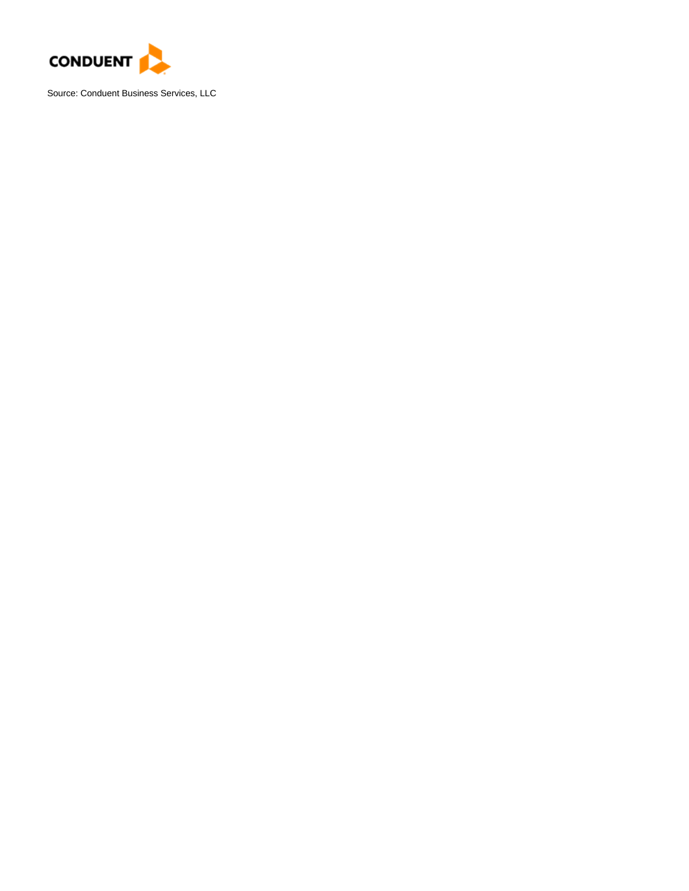CONDUENT

Source: Conduent Business Services, LLC